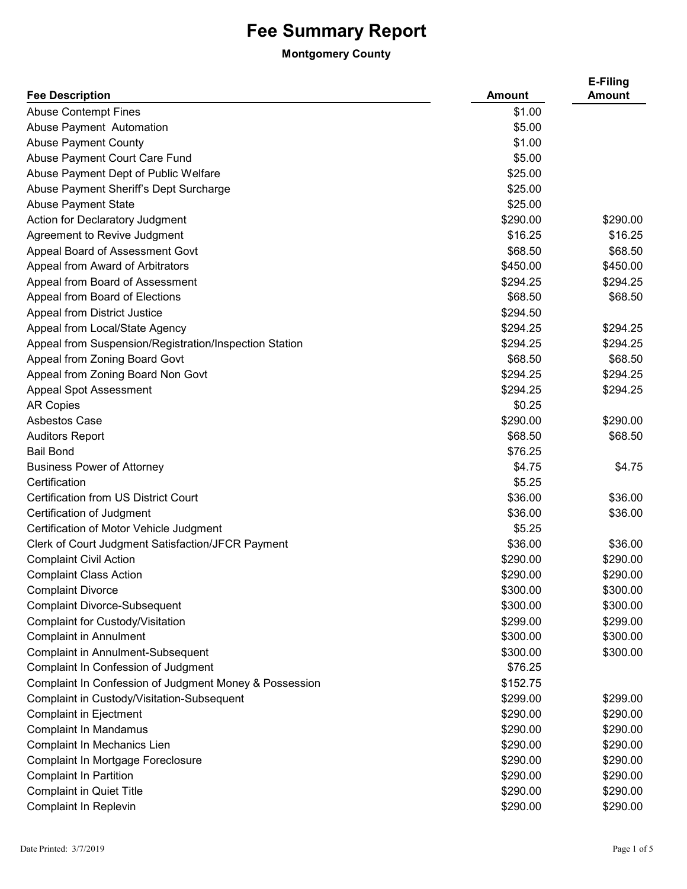# Fee Summary Report

**Montgomery County**

| Fee Description | Amount | E-Filing Amount |
|---|---|---|
| Abuse Contempt Fines | $1.00 | |
| Abuse Payment Automation | $5.00 | |
| Abuse Payment County | $1.00 | |
| Abuse Payment Court Care Fund | $5.00 | |
| Abuse Payment Dept of Public Welfare | $25.00 | |
| Abuse Payment Sheriff's Dept Surcharge | $25.00 | |
| Abuse Payment State | $25.00 | |
| Action for Declaratory Judgment | $290.00 | $290.00 |
| Agreement to Revive Judgment | $16.25 | $16.25 |
| Appeal Board of Assessment Govt | $68.50 | $68.50 |
| Appeal from Award of Arbitrators | $450.00 | $450.00 |
| Appeal from Board of Assessment | $294.25 | $294.25 |
| Appeal from Board of Elections | $68.50 | $68.50 |
| Appeal from District Justice | $294.50 | |
| Appeal from Local/State Agency | $294.25 | $294.25 |
| Appeal from Suspension/Registration/Inspection Station | $294.25 | $294.25 |
| Appeal from Zoning Board Govt | $68.50 | $68.50 |
| Appeal from Zoning Board Non Govt | $294.25 | $294.25 |
| Appeal Spot Assessment | $294.25 | $294.25 |
| AR Copies | $0.25 | |
| Asbestos Case | $290.00 | $290.00 |
| Auditors Report | $68.50 | $68.50 |
| Bail Bond | $76.25 | |
| Business Power of Attorney | $4.75 | $4.75 |
| Certification | $5.25 | |
| Certification from US District Court | $36.00 | $36.00 |
| Certification of Judgment | $36.00 | $36.00 |
| Certification of Motor Vehicle Judgment | $5.25 | |
| Clerk of Court Judgment Satisfaction/JFCR Payment | $36.00 | $36.00 |
| Complaint Civil Action | $290.00 | $290.00 |
| Complaint Class Action | $290.00 | $290.00 |
| Complaint Divorce | $300.00 | $300.00 |
| Complaint Divorce-Subsequent | $300.00 | $300.00 |
| Complaint for Custody/Visitation | $299.00 | $299.00 |
| Complaint in Annulment | $300.00 | $300.00 |
| Complaint in Annulment-Subsequent | $300.00 | $300.00 |
| Complaint In Confession of Judgment | $76.25 | |
| Complaint In Confession of Judgment Money & Possession | $152.75 | |
| Complaint in Custody/Visitation-Subsequent | $299.00 | $299.00 |
| Complaint in Ejectment | $290.00 | $290.00 |
| Complaint In Mandamus | $290.00 | $290.00 |
| Complaint In Mechanics Lien | $290.00 | $290.00 |
| Complaint In Mortgage Foreclosure | $290.00 | $290.00 |
| Complaint In Partition | $290.00 | $290.00 |
| Complaint in Quiet Title | $290.00 | $290.00 |
| Complaint In Replevin | $290.00 | $290.00 |

Date Printed: 3/7/2019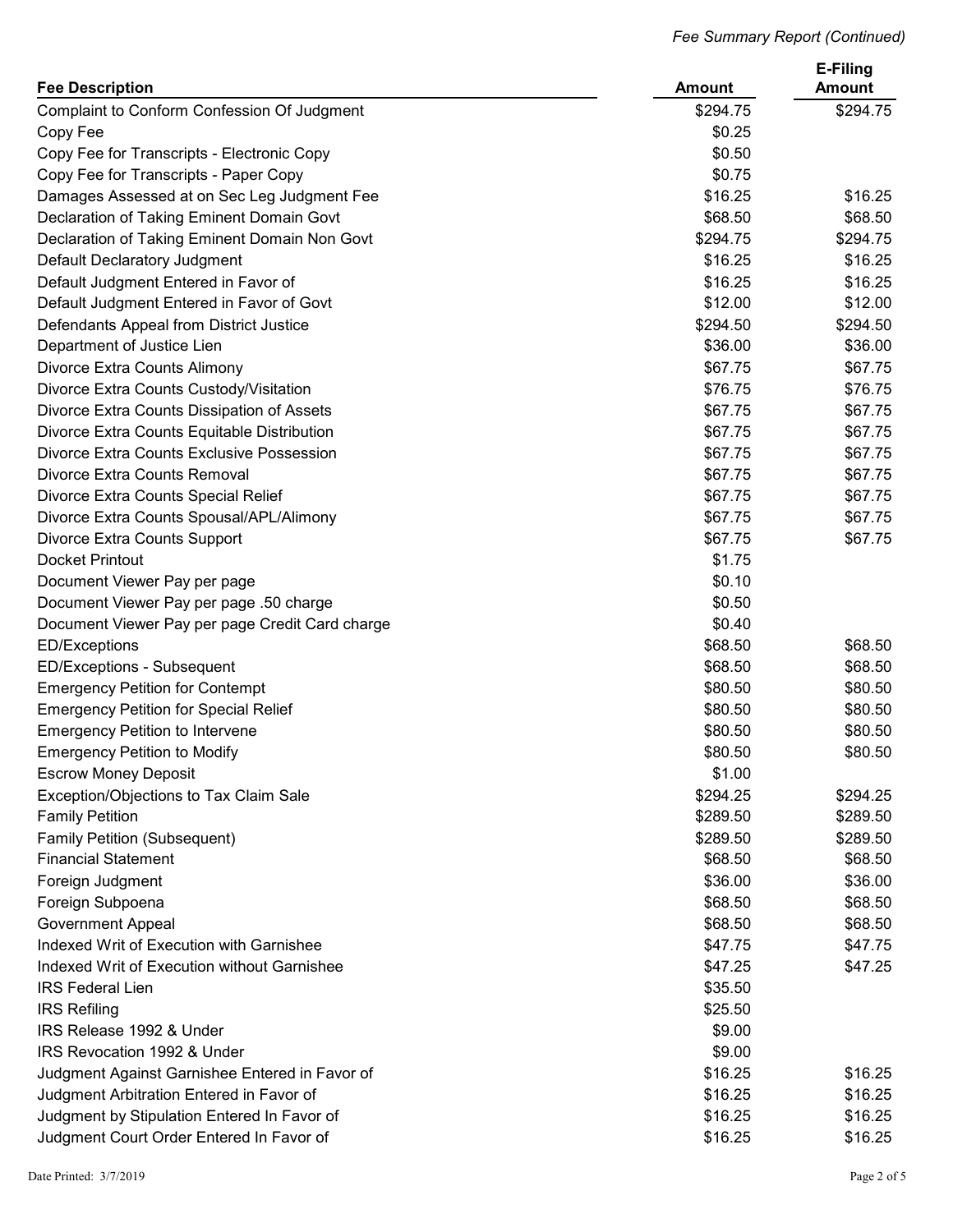*Fee Summary Report (Continued)*

| Fee Description | Amount | E-Filing Amount |
|---|---|---|
| Complaint to Conform Confession Of Judgment | $294.75 | $294.75 |
| Copy Fee | $0.25 | |
| Copy Fee for Transcripts - Electronic Copy | $0.50 | |
| Copy Fee for Transcripts - Paper Copy | $0.75 | |
| Damages Assessed at on Sec Leg Judgment Fee | $16.25 | $16.25 |
| Declaration of Taking Eminent Domain Govt | $68.50 | $68.50 |
| Declaration of Taking Eminent Domain Non Govt | $294.75 | $294.75 |
| Default Declaratory Judgment | $16.25 | $16.25 |
| Default Judgment Entered in Favor of | $16.25 | $16.25 |
| Default Judgment Entered in Favor of Govt | $12.00 | $12.00 |
| Defendants Appeal from District Justice | $294.50 | $294.50 |
| Department of Justice Lien | $36.00 | $36.00 |
| Divorce Extra Counts Alimony | $67.75 | $67.75 |
| Divorce Extra Counts Custody/Visitation | $76.75 | $76.75 |
| Divorce Extra Counts Dissipation of Assets | $67.75 | $67.75 |
| Divorce Extra Counts Equitable Distribution | $67.75 | $67.75 |
| Divorce Extra Counts Exclusive Possession | $67.75 | $67.75 |
| Divorce Extra Counts Removal | $67.75 | $67.75 |
| Divorce Extra Counts Special Relief | $67.75 | $67.75 |
| Divorce Extra Counts Spousal/APL/Alimony | $67.75 | $67.75 |
| Divorce Extra Counts Support | $67.75 | $67.75 |
| Docket Printout | $1.75 | |
| Document Viewer Pay per page | $0.10 | |
| Document Viewer Pay per page .50 charge | $0.50 | |
| Document Viewer Pay per page Credit Card charge | $0.40 | |
| ED/Exceptions | $68.50 | $68.50 |
| ED/Exceptions - Subsequent | $68.50 | $68.50 |
| Emergency Petition for Contempt | $80.50 | $80.50 |
| Emergency Petition for Special Relief | $80.50 | $80.50 |
| Emergency Petition to Intervene | $80.50 | $80.50 |
| Emergency Petition to Modify | $80.50 | $80.50 |
| Escrow Money Deposit | $1.00 | |
| Exception/Objections to Tax Claim Sale | $294.25 | $294.25 |
| Family Petition | $289.50 | $289.50 |
| Family Petition (Subsequent) | $289.50 | $289.50 |
| Financial Statement | $68.50 | $68.50 |
| Foreign Judgment | $36.00 | $36.00 |
| Foreign Subpoena | $68.50 | $68.50 |
| Government Appeal | $68.50 | $68.50 |
| Indexed Writ of Execution with Garnishee | $47.75 | $47.75 |
| Indexed Writ of Execution without Garnishee | $47.25 | $47.25 |
| IRS Federal Lien | $35.50 | |
| IRS Refiling | $25.50 | |
| IRS Release 1992 & Under | $9.00 | |
| IRS Revocation 1992 & Under | $9.00 | |
| Judgment Against Garnishee Entered in Favor of | $16.25 | $16.25 |
| Judgment Arbitration Entered in Favor of | $16.25 | $16.25 |
| Judgment by Stipulation Entered In Favor of | $16.25 | $16.25 |
| Judgment Court Order Entered In Favor of | $16.25 | $16.25 |

Date Printed: 3/7/2019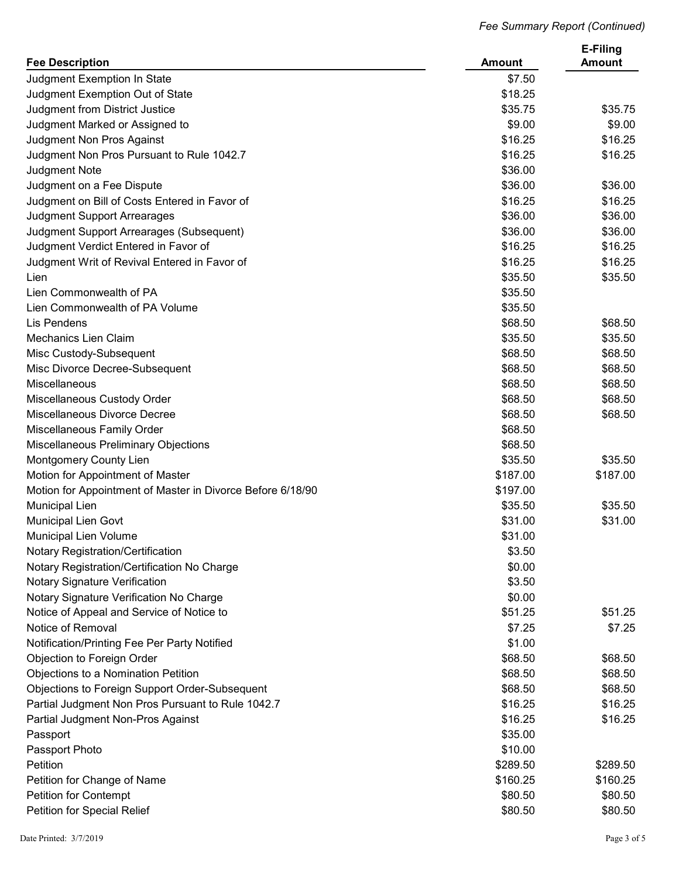| Fee Description | Amount | E-Filing Amount |
|---|---|---|
| Judgment Exemption In State | $7.50 | |
| Judgment Exemption Out of State | $18.25 | |
| Judgment from District Justice | $35.75 | $35.75 |
| Judgment Marked or Assigned to | $9.00 | $9.00 |
| Judgment Non Pros Against | $16.25 | $16.25 |
| Judgment Non Pros Pursuant to Rule 1042.7 | $16.25 | $16.25 |
| Judgment Note | $36.00 | |
| Judgment on a Fee Dispute | $36.00 | $36.00 |
| Judgment on Bill of Costs Entered in Favor of | $16.25 | $16.25 |
| Judgment Support Arrearages | $36.00 | $36.00 |
| Judgment Support Arrearages (Subsequent) | $36.00 | $36.00 |
| Judgment Verdict Entered in Favor of | $16.25 | $16.25 |
| Judgment Writ of Revival Entered in Favor of | $16.25 | $16.25 |
| Lien | $35.50 | $35.50 |
| Lien Commonwealth of PA | $35.50 | |
| Lien Commonwealth of PA Volume | $35.50 | |
| Lis Pendens | $68.50 | $68.50 |
| Mechanics Lien Claim | $35.50 | $35.50 |
| Misc Custody-Subsequent | $68.50 | $68.50 |
| Misc Divorce Decree-Subsequent | $68.50 | $68.50 |
| Miscellaneous | $68.50 | $68.50 |
| Miscellaneous Custody Order | $68.50 | $68.50 |
| Miscellaneous Divorce Decree | $68.50 | $68.50 |
| Miscellaneous Family Order | $68.50 | |
| Miscellaneous Preliminary Objections | $68.50 | |
| Montgomery County Lien | $35.50 | $35.50 |
| Motion for Appointment of Master | $187.00 | $187.00 |
| Motion for Appointment of Master in Divorce Before 6/18/90 | $197.00 | |
| Municipal Lien | $35.50 | $35.50 |
| Municipal Lien Govt | $31.00 | $31.00 |
| Municipal Lien Volume | $31.00 | |
| Notary Registration/Certification | $3.50 | |
| Notary Registration/Certification No Charge | $0.00 | |
| Notary Signature Verification | $3.50 | |
| Notary Signature Verification No Charge | $0.00 | |
| Notice of Appeal and Service of Notice to | $51.25 | $51.25 |
| Notice of Removal | $7.25 | $7.25 |
| Notification/Printing Fee Per Party Notified | $1.00 | |
| Objection to Foreign Order | $68.50 | $68.50 |
| Objections to a Nomination Petition | $68.50 | $68.50 |
| Objections to Foreign Support Order-Subsequent | $68.50 | $68.50 |
| Partial Judgment Non Pros Pursuant to Rule 1042.7 | $16.25 | $16.25 |
| Partial Judgment Non-Pros Against | $16.25 | $16.25 |
| Passport | $35.00 | |
| Passport Photo | $10.00 | |
| Petition | $289.50 | $289.50 |
| Petition for Change of Name | $160.25 | $160.25 |
| Petition for Contempt | $80.50 | $80.50 |
| Petition for Special Relief | $80.50 | $80.50 |

Date Printed: 3/7/2019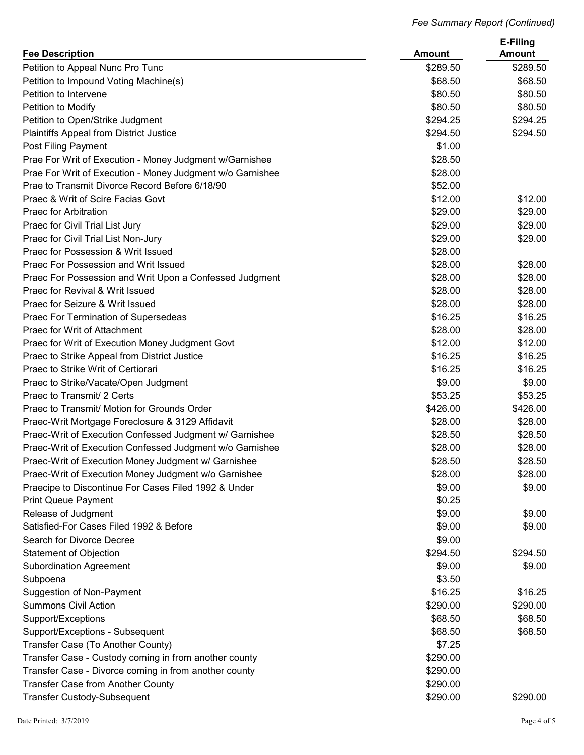*Fee Summary Report (Continued)*

| Fee Description | Amount | E-Filing Amount |
|---|---|---|
| Petition to Appeal Nunc Pro Tunc | $289.50 | $289.50 |
| Petition to Impound Voting Machine(s) | $68.50 | $68.50 |
| Petition to Intervene | $80.50 | $80.50 |
| Petition to Modify | $80.50 | $80.50 |
| Petition to Open/Strike Judgment | $294.25 | $294.25 |
| Plaintiffs Appeal from District Justice | $294.50 | $294.50 |
| Post Filing Payment | $1.00 | |
| Prae For Writ of Execution - Money Judgment w/Garnishee | $28.50 | |
| Prae For Writ of Execution - Money Judgment w/o Garnishee | $28.00 | |
| Prae to Transmit Divorce Record Before 6/18/90 | $52.00 | |
| Praec & Writ of Scire Facias Govt | $12.00 | $12.00 |
| Praec for Arbitration | $29.00 | $29.00 |
| Praec for Civil Trial List Jury | $29.00 | $29.00 |
| Praec for Civil Trial List Non-Jury | $29.00 | $29.00 |
| Praec for Possession & Writ Issued | $28.00 | |
| Praec For Possession and Writ Issued | $28.00 | $28.00 |
| Praec For Possession and Writ Upon a Confessed Judgment | $28.00 | $28.00 |
| Praec for Revival & Writ Issued | $28.00 | $28.00 |
| Praec for Seizure & Writ Issued | $28.00 | $28.00 |
| Praec For Termination of Supersedeas | $16.25 | $16.25 |
| Praec for Writ of Attachment | $28.00 | $28.00 |
| Praec for Writ of Execution Money Judgment Govt | $12.00 | $12.00 |
| Praec to Strike Appeal from District Justice | $16.25 | $16.25 |
| Praec to Strike Writ of Certiorari | $16.25 | $16.25 |
| Praec to Strike/Vacate/Open Judgment | $9.00 | $9.00 |
| Praec to Transmit/ 2 Certs | $53.25 | $53.25 |
| Praec to Transmit/ Motion for Grounds Order | $426.00 | $426.00 |
| Praec-Writ Mortgage Foreclosure & 3129 Affidavit | $28.00 | $28.00 |
| Praec-Writ of Execution Confessed Judgment w/ Garnishee | $28.50 | $28.50 |
| Praec-Writ of Execution Confessed Judgment w/o Garnishee | $28.00 | $28.00 |
| Praec-Writ of Execution Money Judgment w/ Garnishee | $28.50 | $28.50 |
| Praec-Writ of Execution Money Judgment w/o Garnishee | $28.00 | $28.00 |
| Praecipe to Discontinue For Cases Filed 1992 & Under | $9.00 | $9.00 |
| Print Queue Payment | $0.25 | |
| Release of Judgment | $9.00 | $9.00 |
| Satisfied-For Cases Filed 1992 & Before | $9.00 | $9.00 |
| Search for Divorce Decree | $9.00 | |
| Statement of Objection | $294.50 | $294.50 |
| Subordination Agreement | $9.00 | $9.00 |
| Subpoena | $3.50 | |
| Suggestion of Non-Payment | $16.25 | $16.25 |
| Summons Civil Action | $290.00 | $290.00 |
| Support/Exceptions | $68.50 | $68.50 |
| Support/Exceptions - Subsequent | $68.50 | $68.50 |
| Transfer Case (To Another County) | $7.25 | |
| Transfer Case - Custody coming in from another county | $290.00 | |
| Transfer Case - Divorce coming in from another county | $290.00 | |
| Transfer Case from Another County | $290.00 | |
| Transfer Custody-Subsequent | $290.00 | $290.00 |

Date Printed: 3/7/2019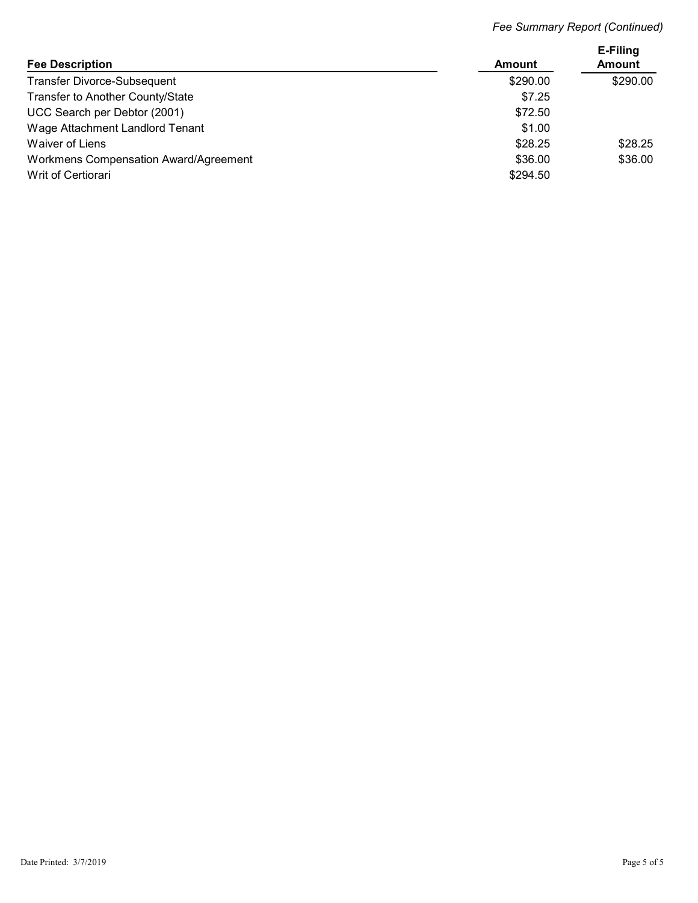*Fee Summary Report (Continued)*

| Fee Description | Amount | E-Filing Amount |
| --- | --- | --- |
| Transfer Divorce-Subsequent | $290.00 | $290.00 |
| Transfer to Another County/State | $7.25 | |
| UCC Search per Debtor (2001) | $72.50 | |
| Wage Attachment Landlord Tenant | $1.00 | |
| Waiver of Liens | $28.25 | $28.25 |
| Workmens Compensation Award/Agreement | $36.00 | $36.00 |
| Writ of Certiorari | $294.50 | |

Date Printed: 3/7/2019